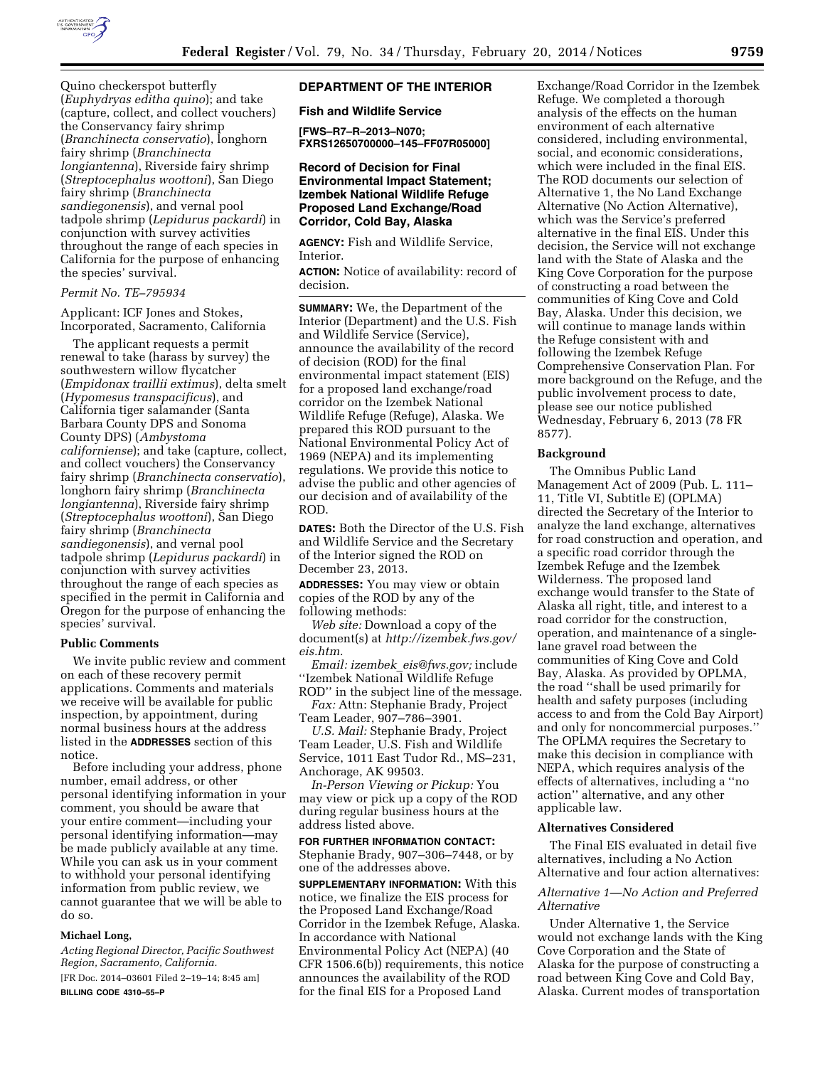Quino checkerspot butterfly (*Euphydryas editha quino*); and take (capture, collect, and collect vouchers) the Conservancy fairy shrimp (*Branchinecta conservatio*), longhorn fairy shrimp (*Branchinecta longiantenna*), Riverside fairy shrimp (*Streptocephalus woottoni*), San Diego fairy shrimp (*Branchinecta sandiegonensis*), and vernal pool tadpole shrimp (*Lepidurus packardi*) in conjunction with survey activities throughout the range of each species in California for the purpose of enhancing the species' survival.

*Permit No. TE–795934*

Applicant: ICF Jones and Stokes, Incorporated, Sacramento, California

The applicant requests a permit renewal to take (harass by survey) the southwestern willow flycatcher (*Empidonax traillii extimus*), delta smelt (*Hypomesus transpacificus*), and California tiger salamander (Santa Barbara County DPS and Sonoma County DPS) (*Ambystoma californiense*); and take (capture, collect, and collect vouchers) the Conservancy fairy shrimp (*Branchinecta conservatio*), longhorn fairy shrimp (*Branchinecta longiantenna*), Riverside fairy shrimp (*Streptocephalus woottoni*), San Diego fairy shrimp (*Branchinecta sandiegonensis*), and vernal pool tadpole shrimp (*Lepidurus packardi*) in conjunction with survey activities throughout the range of each species as specified in the permit in California and Oregon for the purpose of enhancing the species' survival.

## Public Comments

We invite public review and comment on each of these recovery permit applications. Comments and materials we receive will be available for public inspection, by appointment, during normal business hours at the address listed in the **ADDRESSES** section of this notice.

Before including your address, phone number, email address, or other personal identifying information in your comment, you should be aware that your entire comment—including your personal identifying information—may be made publicly available at any time. While you can ask us in your comment to withhold your personal identifying information from public review, we cannot guarantee that we will be able to do so.

**Michael Long,**

*Acting Regional Director, Pacific Southwest Region, Sacramento, California.*

[FR Doc. 2014–03601 Filed 2–19–14; 8:45 am]

**BILLING CODE 4310–55–P**

## DEPARTMENT OF THE INTERIOR

### Fish and Wildlife Service

**[FWS–R7–R–2013–N070; FXRS12650700000–145–FF07R05000]**

### Record of Decision for Final Environmental Impact Statement; Izembek National Wildlife Refuge Proposed Land Exchange/Road Corridor, Cold Bay, Alaska

**AGENCY:** Fish and Wildlife Service, Interior.

**ACTION:** Notice of availability: record of decision.

**SUMMARY:** We, the Department of the Interior (Department) and the U.S. Fish and Wildlife Service (Service), announce the availability of the record of decision (ROD) for the final environmental impact statement (EIS) for a proposed land exchange/road corridor on the Izembek National Wildlife Refuge (Refuge), Alaska. We prepared this ROD pursuant to the National Environmental Policy Act of 1969 (NEPA) and its implementing regulations. We provide this notice to advise the public and other agencies of our decision and of availability of the ROD.

**DATES:** Both the Director of the U.S. Fish and Wildlife Service and the Secretary of the Interior signed the ROD on December 23, 2013.

**ADDRESSES:** You may view or obtain copies of the ROD by any of the following methods:

*Web site:* Download a copy of the document(s) at *http://izembek.fws.gov/eis.htm.*

*Email: izembek_eis@fws.gov;* include ''Izembek National Wildlife Refuge ROD'' in the subject line of the message.

*Fax:* Attn: Stephanie Brady, Project Team Leader, 907–786–3901.

*U.S. Mail:* Stephanie Brady, Project Team Leader, U.S. Fish and Wildlife Service, 1011 East Tudor Rd., MS–231, Anchorage, AK 99503.

*In-Person Viewing or Pickup:* You may view or pick up a copy of the ROD during regular business hours at the address listed above.

**FOR FURTHER INFORMATION CONTACT:** Stephanie Brady, 907–306–7448, or by one of the addresses above.

**SUPPLEMENTARY INFORMATION:** With this notice, we finalize the EIS process for the Proposed Land Exchange/Road Corridor in the Izembek Refuge, Alaska. In accordance with National Environmental Policy Act (NEPA) (40 CFR 1506.6(b)) requirements, this notice announces the availability of the ROD for the final EIS for a Proposed Land Exchange/Road Corridor in the Izembek Refuge. We completed a thorough analysis of the effects on the human environment of each alternative considered, including environmental, social, and economic considerations, which were included in the final EIS. The ROD documents our selection of Alternative 1, the No Land Exchange Alternative (No Action Alternative), which was the Service's preferred alternative in the final EIS. Under this decision, the Service will not exchange land with the State of Alaska and the King Cove Corporation for the purpose of constructing a road between the communities of King Cove and Cold Bay, Alaska. Under this decision, we will continue to manage lands within the Refuge consistent with and following the Izembek Refuge Comprehensive Conservation Plan. For more background on the Refuge, and the public involvement process to date, please see our notice published Wednesday, February 6, 2013 (78 FR 8577).

## Background

The Omnibus Public Land Management Act of 2009 (Pub. L. 111–11, Title VI, Subtitle E) (OPLMA) directed the Secretary of the Interior to analyze the land exchange, alternatives for road construction and operation, and a specific road corridor through the Izembek Refuge and the Izembek Wilderness. The proposed land exchange would transfer to the State of Alaska all right, title, and interest to a road corridor for the construction, operation, and maintenance of a single-lane gravel road between the communities of King Cove and Cold Bay, Alaska. As provided by OPLMA, the road ''shall be used primarily for health and safety purposes (including access to and from the Cold Bay Airport) and only for noncommercial purposes.'' The OPLMA requires the Secretary to make this decision in compliance with NEPA, which requires analysis of the effects of alternatives, including a ''no action'' alternative, and any other applicable law.

## Alternatives Considered

The Final EIS evaluated in detail five alternatives, including a No Action Alternative and four action alternatives:

*Alternative 1—No Action and Preferred Alternative*

Under Alternative 1, the Service would not exchange lands with the King Cove Corporation and the State of Alaska for the purpose of constructing a road between King Cove and Cold Bay, Alaska. Current modes of transportation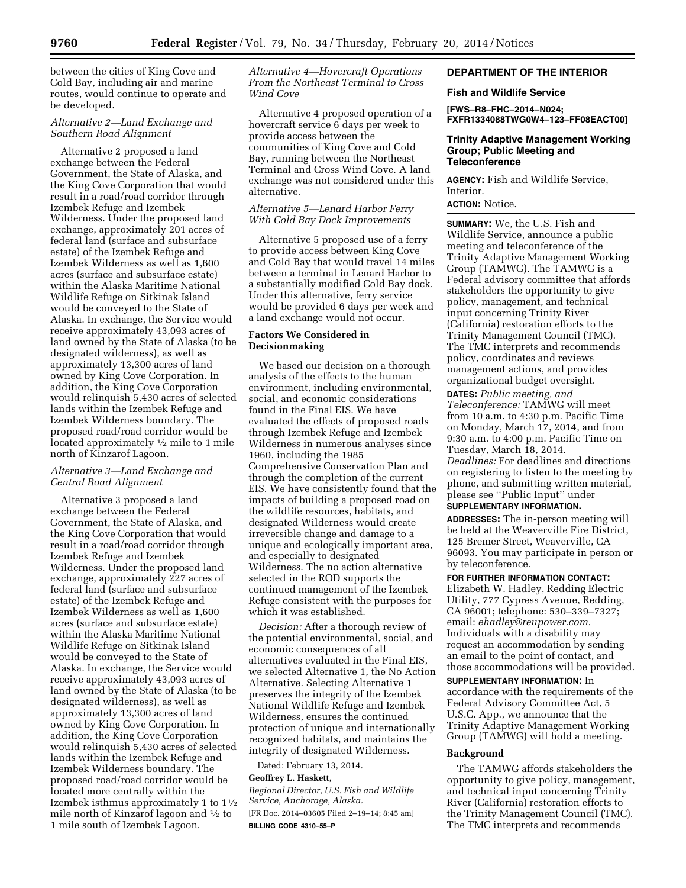between the cities of King Cove and Cold Bay, including air and marine routes, would continue to operate and be developed.

*Alternative 2—Land Exchange and Southern Road Alignment*

Alternative 2 proposed a land exchange between the Federal Government, the State of Alaska, and the King Cove Corporation that would result in a road/road corridor through Izembek Refuge and Izembek Wilderness. Under the proposed land exchange, approximately 201 acres of federal land (surface and subsurface estate) of the Izembek Refuge and Izembek Wilderness as well as 1,600 acres (surface and subsurface estate) within the Alaska Maritime National Wildlife Refuge on Sitkinak Island would be conveyed to the State of Alaska. In exchange, the Service would receive approximately 43,093 acres of land owned by the State of Alaska (to be designated wilderness), as well as approximately 13,300 acres of land owned by King Cove Corporation. In addition, the King Cove Corporation would relinquish 5,430 acres of selected lands within the Izembek Refuge and Izembek Wilderness boundary. The proposed road/road corridor would be located approximately ½ mile to 1 mile north of Kinzarof Lagoon.

*Alternative 3—Land Exchange and Central Road Alignment*

Alternative 3 proposed a land exchange between the Federal Government, the State of Alaska, and the King Cove Corporation that would result in a road/road corridor through Izembek Refuge and Izembek Wilderness. Under the proposed land exchange, approximately 227 acres of federal land (surface and subsurface estate) of the Izembek Refuge and Izembek Wilderness as well as 1,600 acres (surface and subsurface estate) within the Alaska Maritime National Wildlife Refuge on Sitkinak Island would be conveyed to the State of Alaska. In exchange, the Service would receive approximately 43,093 acres of land owned by the State of Alaska (to be designated wilderness), as well as approximately 13,300 acres of land owned by King Cove Corporation. In addition, the King Cove Corporation would relinquish 5,430 acres of selected lands within the Izembek Refuge and Izembek Wilderness boundary. The proposed road/road corridor would be located more centrally within the Izembek isthmus approximately 1 to 1½ mile north of Kinzarof lagoon and ½ to 1 mile south of Izembek Lagoon.

*Alternative 4—Hovercraft Operations From the Northeast Terminal to Cross Wind Cove*

Alternative 4 proposed operation of a hovercraft service 6 days per week to provide access between the communities of King Cove and Cold Bay, running between the Northeast Terminal and Cross Wind Cove. A land exchange was not considered under this alternative.

*Alternative 5—Lenard Harbor Ferry With Cold Bay Dock Improvements*

Alternative 5 proposed use of a ferry to provide access between King Cove and Cold Bay that would travel 14 miles between a terminal in Lenard Harbor to a substantially modified Cold Bay dock. Under this alternative, ferry service would be provided 6 days per week and a land exchange would not occur.

**Factors We Considered in Decisionmaking**

We based our decision on a thorough analysis of the effects to the human environment, including environmental, social, and economic considerations found in the Final EIS. We have evaluated the effects of proposed roads through Izembek Refuge and Izembek Wilderness in numerous analyses since 1960, including the 1985 Comprehensive Conservation Plan and through the completion of the current EIS. We have consistently found that the impacts of building a proposed road on the wildlife resources, habitats, and designated Wilderness would create irreversible change and damage to a unique and ecologically important area, and especially to designated Wilderness. The no action alternative selected in the ROD supports the continued management of the Izembek Refuge consistent with the purposes for which it was established.

*Decision:* After a thorough review of the potential environmental, social, and economic consequences of all alternatives evaluated in the Final EIS, we selected Alternative 1, the No Action Alternative. Selecting Alternative 1 preserves the integrity of the Izembek National Wildlife Refuge and Izembek Wilderness, ensures the continued protection of unique and internationally recognized habitats, and maintains the integrity of designated Wilderness.

Dated: February 13, 2014.

**Geoffrey L. Haskett,**

*Regional Director, U.S. Fish and Wildlife Service, Anchorage, Alaska.*

[FR Doc. 2014–03605 Filed 2–19–14; 8:45 am]

**BILLING CODE 4310–55–P**

**DEPARTMENT OF THE INTERIOR**

**Fish and Wildlife Service**

**[FWS–R8–FHC–2014–N024; FXFR1334088TWG0W4–123–FF08EACT00]**

**Trinity Adaptive Management Working Group; Public Meeting and Teleconference**

**AGENCY:** Fish and Wildlife Service, Interior.

**ACTION:** Notice.

**SUMMARY:** We, the U.S. Fish and Wildlife Service, announce a public meeting and teleconference of the Trinity Adaptive Management Working Group (TAMWG). The TAMWG is a Federal advisory committee that affords stakeholders the opportunity to give policy, management, and technical input concerning Trinity River (California) restoration efforts to the Trinity Management Council (TMC). The TMC interprets and recommends policy, coordinates and reviews management actions, and provides organizational budget oversight.

**DATES:** *Public meeting, and Teleconference:* TAMWG will meet from 10 a.m. to 4:30 p.m. Pacific Time on Monday, March 17, 2014, and from 9:30 a.m. to 4:00 p.m. Pacific Time on Tuesday, March 18, 2014.

*Deadlines:* For deadlines and directions on registering to listen to the meeting by phone, and submitting written material, please see ''Public Input'' under **SUPPLEMENTARY INFORMATION.**

**ADDRESSES:** The in-person meeting will be held at the Weaverville Fire District, 125 Bremer Street, Weaverville, CA 96093. You may participate in person or by teleconference.

**FOR FURTHER INFORMATION CONTACT:** Elizabeth W. Hadley, Redding Electric Utility, 777 Cypress Avenue, Redding, CA 96001; telephone: 530–339–7327; email: *ehadley@reupower.com.* Individuals with a disability may request an accommodation by sending an email to the point of contact, and those accommodations will be provided.

**SUPPLEMENTARY INFORMATION:** In accordance with the requirements of the Federal Advisory Committee Act, 5 U.S.C. App., we announce that the Trinity Adaptive Management Working Group (TAMWG) will hold a meeting.

**Background**

The TAMWG affords stakeholders the opportunity to give policy, management, and technical input concerning Trinity River (California) restoration efforts to the Trinity Management Council (TMC). The TMC interprets and recommends